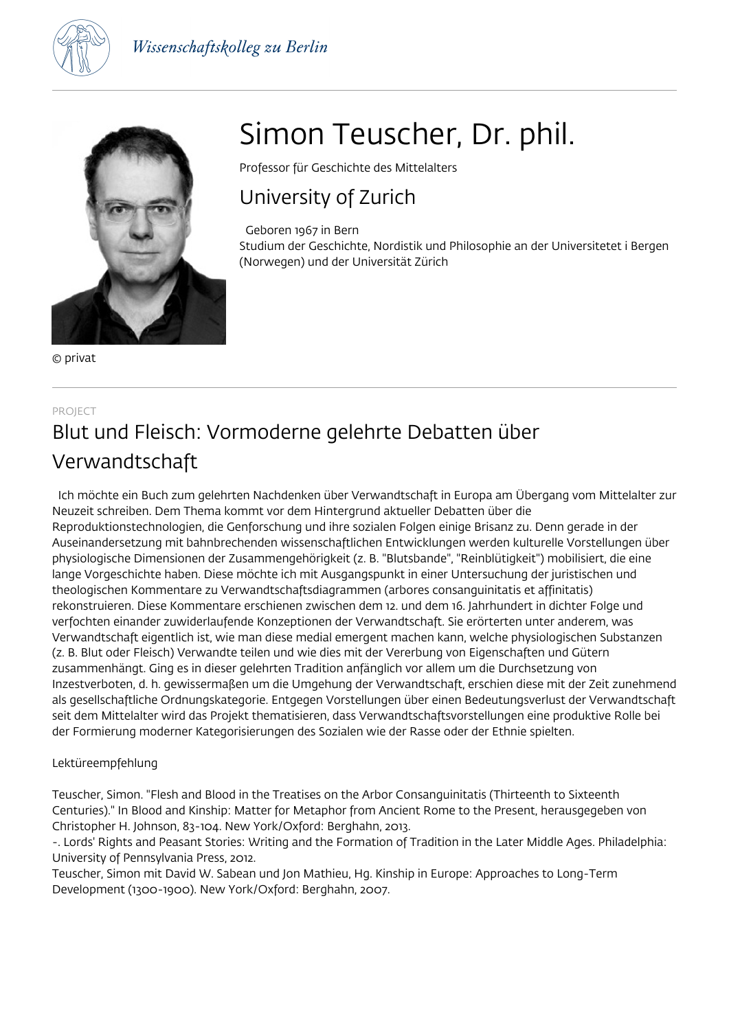# Simon Teuscher, Dr. phil.

Professor für Geschichte des Mittelalters

## University of Zurich

Geboren 1967 in Bern
Studium der Geschichte, Nordistik und Philosophie an der Universitetet i Bergen (Norwegen) und der Universität Zürich

© privat

PROJECT

## Blut und Fleisch: Vormoderne gelehrte Debatten über Verwandtschaft

Ich möchte ein Buch zum gelehrten Nachdenken über Verwandtschaft in Europa am Übergang vom Mittelalter zur Neuzeit schreiben. Dem Thema kommt vor dem Hintergrund aktueller Debatten über die Reproduktionstechnologien, die Genforschung und ihre sozialen Folgen einige Brisanz zu. Denn gerade in der Auseinandersetzung mit bahnbrechenden wissenschaftlichen Entwicklungen werden kulturelle Vorstellungen über physiologische Dimensionen der Zusammengehörigkeit (z. B. "Blutsbande", "Reinblütigkeit") mobilisiert, die eine lange Vorgeschichte haben. Diese möchte ich mit Ausgangspunkt in einer Untersuchung der juristischen und theologischen Kommentare zu Verwandtschaftsdiagrammen (arbores consanguinitatis et affinitatis) rekonstruieren. Diese Kommentare erschienen zwischen dem 12. und dem 16. Jahrhundert in dichter Folge und verfochten einander zuwiderlaufende Konzeptionen der Verwandtschaft. Sie erörterten unter anderem, was Verwandtschaft eigentlich ist, wie man diese medial emergent machen kann, welche physiologischen Substanzen (z. B. Blut oder Fleisch) Verwandte teilen und wie dies mit der Vererbung von Eigenschaften und Gütern zusammenhängt. Ging es in dieser gelehrten Tradition anfänglich vor allem um die Durchsetzung von Inzestverboten, d. h. gewissermaßen um die Umgehung der Verwandtschaft, erschien diese mit der Zeit zunehmend als gesellschaftliche Ordnungskategorie. Entgegen Vorstellungen über einen Bedeutungsverlust der Verwandtschaft seit dem Mittelalter wird das Projekt thematisieren, dass Verwandtschaftsvorstellungen eine produktive Rolle bei der Formierung moderner Kategorisierungen des Sozialen wie der Rasse oder der Ethnie spielten.

Lektüreempfehlung

Teuscher, Simon. "Flesh and Blood in the Treatises on the Arbor Consanguinitatis (Thirteenth to Sixteenth Centuries)." In Blood and Kinship: Matter for Metaphor from Ancient Rome to the Present, herausgegeben von Christopher H. Johnson, 83-104. New York/Oxford: Berghahn, 2013.
-. Lords' Rights and Peasant Stories: Writing and the Formation of Tradition in the Later Middle Ages. Philadelphia: University of Pennsylvania Press, 2012.
Teuscher, Simon mit David W. Sabean und Jon Mathieu, Hg. Kinship in Europe: Approaches to Long-Term Development (1300-1900). New York/Oxford: Berghahn, 2007.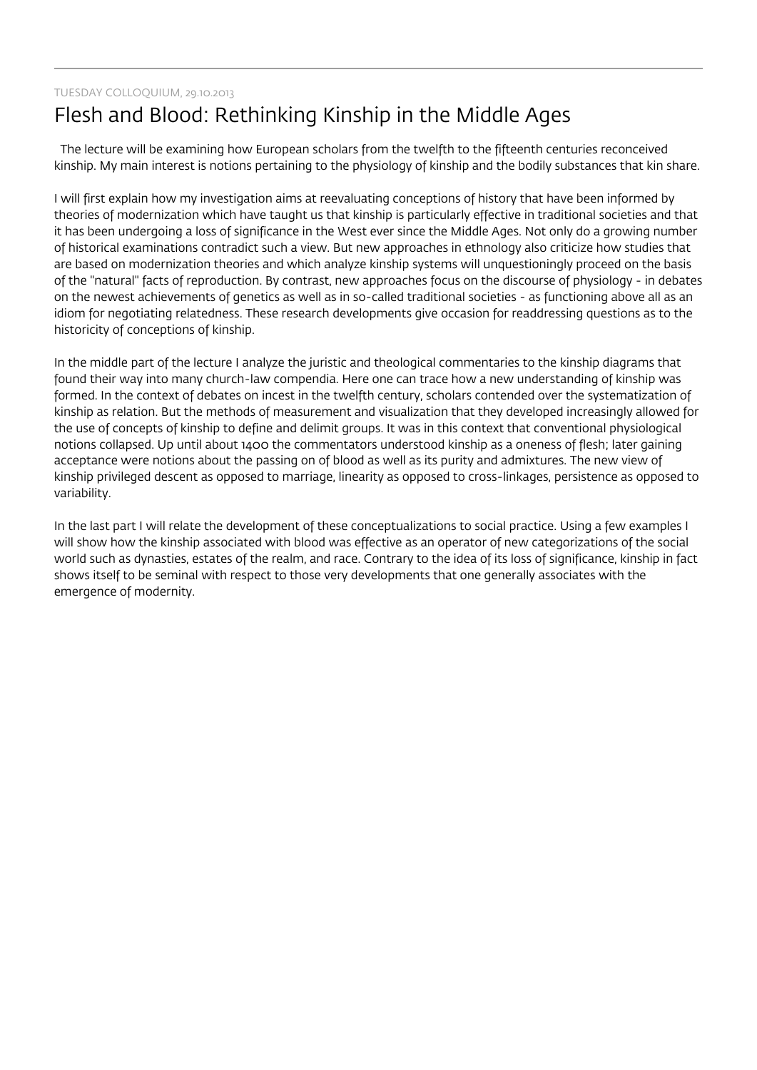TUESDAY COLLOQUIUM, 29.10.2013

# Flesh and Blood: Rethinking Kinship in the Middle Ages

The lecture will be examining how European scholars from the twelfth to the fifteenth centuries reconceived kinship. My main interest is notions pertaining to the physiology of kinship and the bodily substances that kin share.

I will first explain how my investigation aims at reevaluating conceptions of history that have been informed by theories of modernization which have taught us that kinship is particularly effective in traditional societies and that it has been undergoing a loss of significance in the West ever since the Middle Ages. Not only do a growing number of historical examinations contradict such a view. But new approaches in ethnology also criticize how studies that are based on modernization theories and which analyze kinship systems will unquestioningly proceed on the basis of the "natural" facts of reproduction. By contrast, new approaches focus on the discourse of physiology - in debates on the newest achievements of genetics as well as in so-called traditional societies - as functioning above all as an idiom for negotiating relatedness. These research developments give occasion for readdressing questions as to the historicity of conceptions of kinship.

In the middle part of the lecture I analyze the juristic and theological commentaries to the kinship diagrams that found their way into many church-law compendia. Here one can trace how a new understanding of kinship was formed. In the context of debates on incest in the twelfth century, scholars contended over the systematization of kinship as relation. But the methods of measurement and visualization that they developed increasingly allowed for the use of concepts of kinship to define and delimit groups. It was in this context that conventional physiological notions collapsed. Up until about 1400 the commentators understood kinship as a oneness of flesh; later gaining acceptance were notions about the passing on of blood as well as its purity and admixtures. The new view of kinship privileged descent as opposed to marriage, linearity as opposed to cross-linkages, persistence as opposed to variability.

In the last part I will relate the development of these conceptualizations to social practice. Using a few examples I will show how the kinship associated with blood was effective as an operator of new categorizations of the social world such as dynasties, estates of the realm, and race. Contrary to the idea of its loss of significance, kinship in fact shows itself to be seminal with respect to those very developments that one generally associates with the emergence of modernity.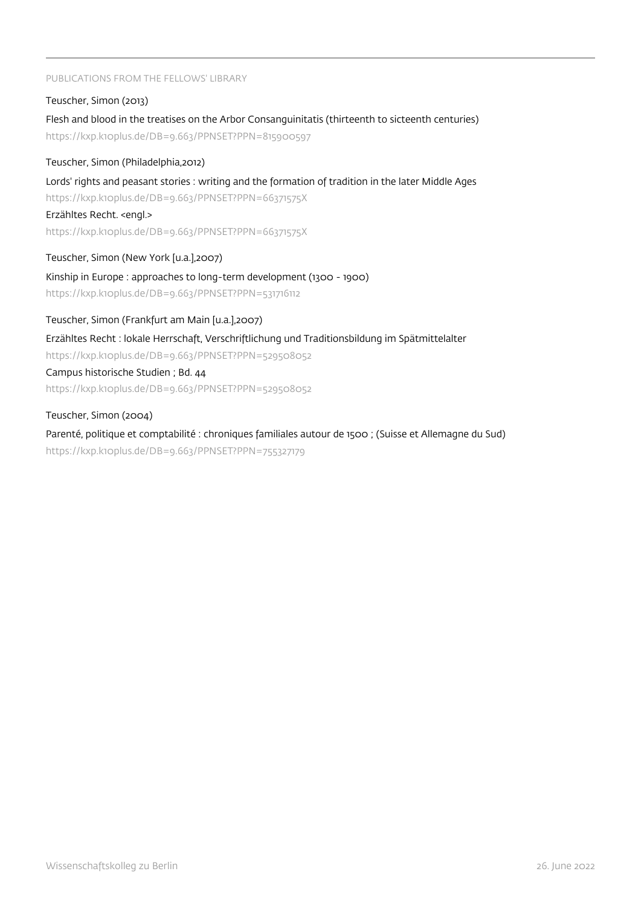PUBLICATIONS FROM THE FELLOWS' LIBRARY

Teuscher, Simon (2013)

Flesh and blood in the treatises on the Arbor Consanguinitatis (thirteenth to sicteenth centuries)

https://kxp.k10plus.de/DB=9.663/PPNSET?PPN=815900597

Teuscher, Simon (Philadelphia,2012)

Lords' rights and peasant stories : writing and the formation of tradition in the later Middle Ages

https://kxp.k10plus.de/DB=9.663/PPNSET?PPN=66371575X

Erzähltes Recht. <engl.>

https://kxp.k10plus.de/DB=9.663/PPNSET?PPN=66371575X

Teuscher, Simon (New York [u.a.],2007)

Kinship in Europe : approaches to long-term development (1300 - 1900)

https://kxp.k10plus.de/DB=9.663/PPNSET?PPN=531716112

Teuscher, Simon (Frankfurt am Main [u.a.],2007)

Erzähltes Recht : lokale Herrschaft, Verschriftlichung und Traditionsbildung im Spätmittelalter

https://kxp.k10plus.de/DB=9.663/PPNSET?PPN=529508052

Campus historische Studien ; Bd. 44

https://kxp.k10plus.de/DB=9.663/PPNSET?PPN=529508052

Teuscher, Simon (2004)

Parenté, politique et comptabilité : chroniques familiales autour de 1500 ; (Suisse et Allemagne du Sud)

https://kxp.k10plus.de/DB=9.663/PPNSET?PPN=755327179